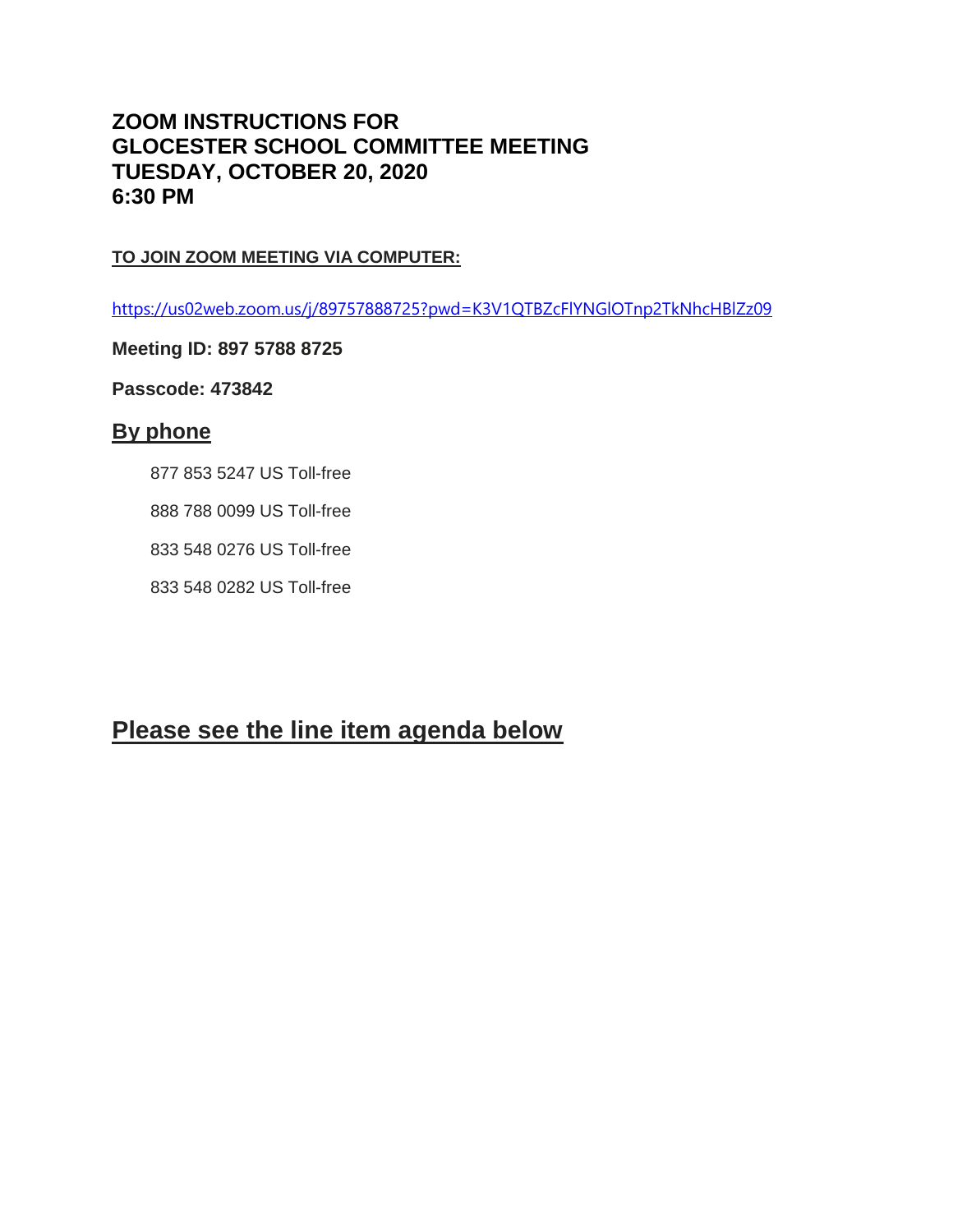# ZOOM INSTRUCTIONS FOR GLOCESTER SCHOOL COMMITTEE MEETING TUESDAY, OCTOBER 20, 2020 6:30 PM

**TO JOIN ZOOM MEETING VIA COMPUTER:**

https://us02web.zoom.us/j/89757888725?pwd=K3V1QTBZcFlYNGlOTnp2TkNhcHBlZz09

**Meeting ID: 897 5788 8725**

**Passcode: 473842**

## By phone

877 853 5247 US Toll-free

888 788 0099 US Toll-free

833 548 0276 US Toll-free

833 548 0282 US Toll-free

## Please see the line item agenda below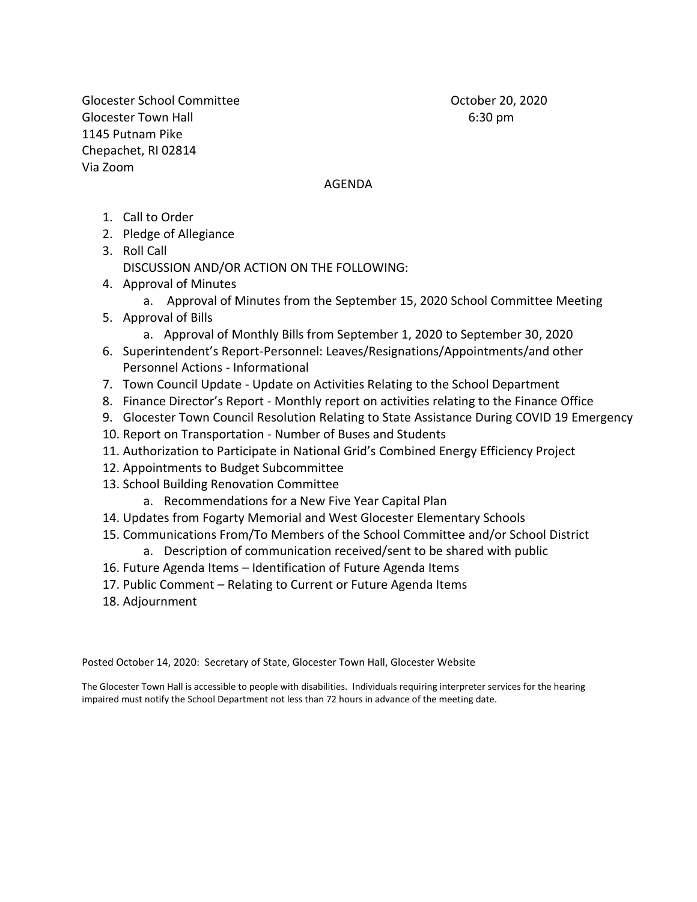Glocester School Committee
Glocester Town Hall
1145 Putnam Pike
Chepachet, RI 02814
Via Zoom

October 20, 2020
6:30 pm

AGENDA

1. Call to Order
2. Pledge of Allegiance
3. Roll Call

   DISCUSSION AND/OR ACTION ON THE FOLLOWING:
4. Approval of Minutes
   a. Approval of Minutes from the September 15, 2020 School Committee Meeting
5. Approval of Bills
   a. Approval of Monthly Bills from September 1, 2020 to September 30, 2020
6. Superintendent's Report-Personnel: Leaves/Resignations/Appointments/and other Personnel Actions - Informational
7. Town Council Update - Update on Activities Relating to the School Department
8. Finance Director's Report - Monthly report on activities relating to the Finance Office
9. Glocester Town Council Resolution Relating to State Assistance During COVID 19 Emergency
10. Report on Transportation - Number of Buses and Students
11. Authorization to Participate in National Grid's Combined Energy Efficiency Project
12. Appointments to Budget Subcommittee
13. School Building Renovation Committee
    a. Recommendations for a New Five Year Capital Plan
14. Updates from Fogarty Memorial and West Glocester Elementary Schools
15. Communications From/To Members of the School Committee and/or School District
    a. Description of communication received/sent to be shared with public
16. Future Agenda Items – Identification of Future Agenda Items
17. Public Comment – Relating to Current or Future Agenda Items
18. Adjournment

Posted October 14, 2020: Secretary of State, Glocester Town Hall, Glocester Website

The Glocester Town Hall is accessible to people with disabilities. Individuals requiring interpreter services for the hearing impaired must notify the School Department not less than 72 hours in advance of the meeting date.